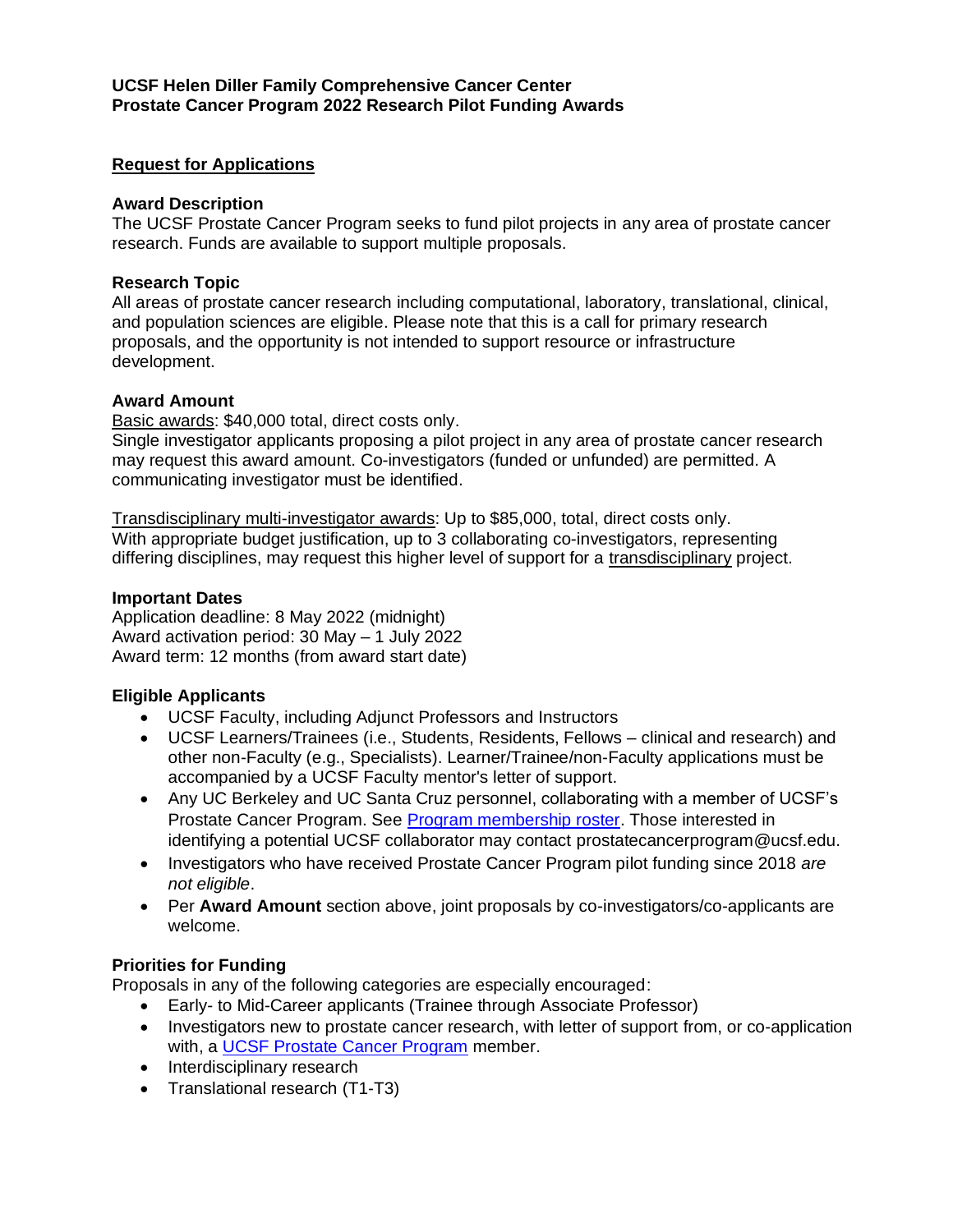**UCSF Helen Diller Family Comprehensive Cancer Center**
**Prostate Cancer Program 2022 Research Pilot Funding Awards**

## Request for Applications

### Award Description

The UCSF Prostate Cancer Program seeks to fund pilot projects in any area of prostate cancer research. Funds are available to support multiple proposals.

### Research Topic

All areas of prostate cancer research including computational, laboratory, translational, clinical, and population sciences are eligible. Please note that this is a call for primary research proposals, and the opportunity is not intended to support resource or infrastructure development.

### Award Amount

Basic awards: $40,000 total, direct costs only.
Single investigator applicants proposing a pilot project in any area of prostate cancer research may request this award amount. Co-investigators (funded or unfunded) are permitted. A communicating investigator must be identified.

Transdisciplinary multi-investigator awards: Up to $85,000, total, direct costs only.
With appropriate budget justification, up to 3 collaborating co-investigators, representing differing disciplines, may request this higher level of support for a transdisciplinary project.

### Important Dates

Application deadline: 8 May 2022 (midnight)
Award activation period: 30 May – 1 July 2022
Award term: 12 months (from award start date)

### Eligible Applicants

- UCSF Faculty, including Adjunct Professors and Instructors
- UCSF Learners/Trainees (i.e., Students, Residents, Fellows – clinical and research) and other non-Faculty (e.g., Specialists). Learner/Trainee/non-Faculty applications must be accompanied by a UCSF Faculty mentor's letter of support.
- Any UC Berkeley and UC Santa Cruz personnel, collaborating with a member of UCSF's Prostate Cancer Program. See Program membership roster. Those interested in identifying a potential UCSF collaborator may contact prostatecancerprogram@ucsf.edu.
- Investigators who have received Prostate Cancer Program pilot funding since 2018 *are not eligible*.
- Per **Award Amount** section above, joint proposals by co-investigators/co-applicants are welcome.

### Priorities for Funding

Proposals in any of the following categories are especially encouraged:

- Early- to Mid-Career applicants (Trainee through Associate Professor)
- Investigators new to prostate cancer research, with letter of support from, or co-application with, a UCSF Prostate Cancer Program member.
- Interdisciplinary research
- Translational research (T1-T3)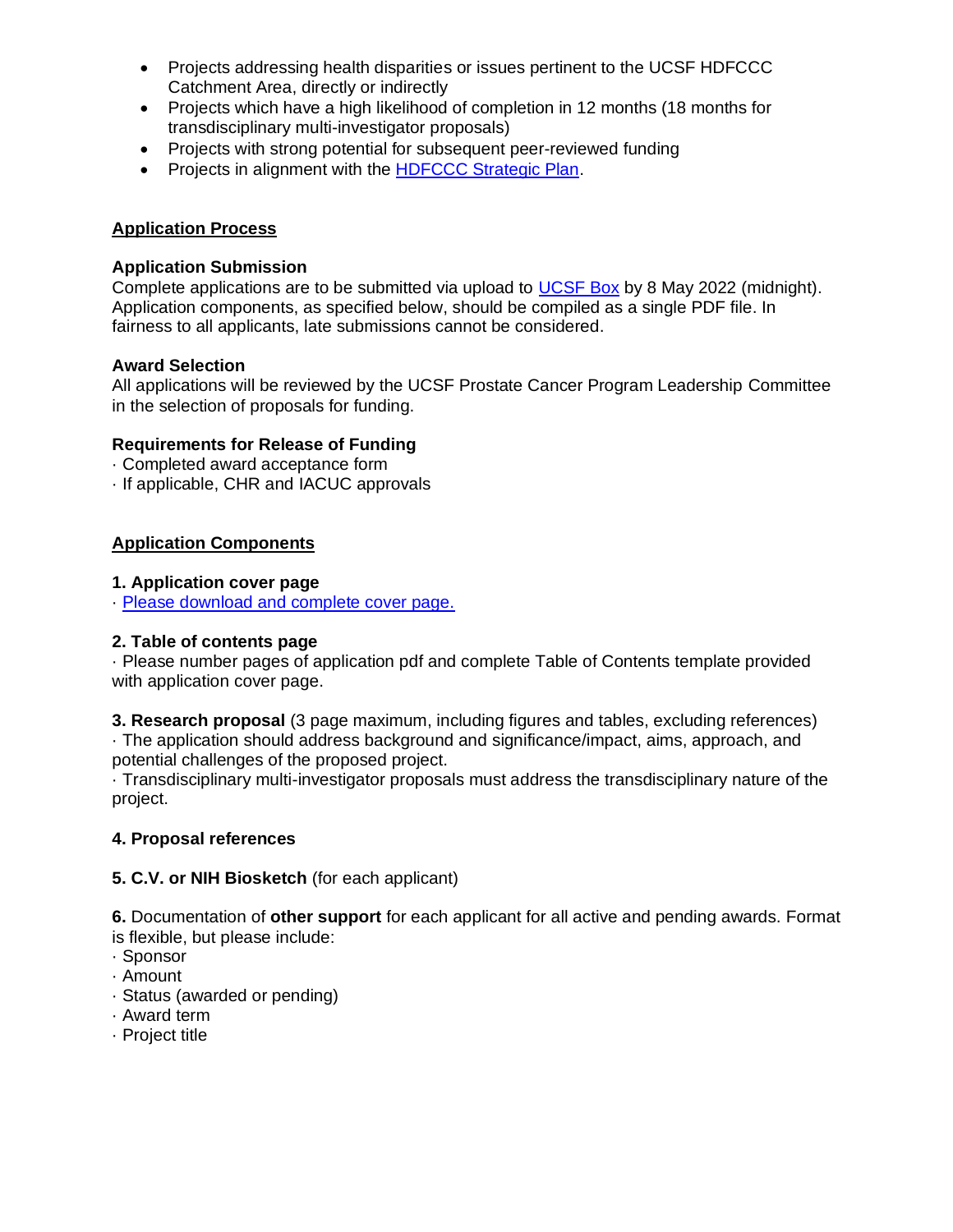- Projects addressing health disparities or issues pertinent to the UCSF HDFCCC Catchment Area, directly or indirectly
- Projects which have a high likelihood of completion in 12 months (18 months for transdisciplinary multi-investigator proposals)
- Projects with strong potential for subsequent peer-reviewed funding
- Projects in alignment with the HDFCCC Strategic Plan.

## Application Process

### Application Submission

Complete applications are to be submitted via upload to UCSF Box by 8 May 2022 (midnight). Application components, as specified below, should be compiled as a single PDF file. In fairness to all applicants, late submissions cannot be considered.

### Award Selection

All applications will be reviewed by the UCSF Prostate Cancer Program Leadership Committee in the selection of proposals for funding.

### Requirements for Release of Funding

· Completed award acceptance form
· If applicable, CHR and IACUC approvals

## Application Components

**1. Application cover page**
· Please download and complete cover page.

**2. Table of contents page**
· Please number pages of application pdf and complete Table of Contents template provided with application cover page.

**3. Research proposal** (3 page maximum, including figures and tables, excluding references)
· The application should address background and significance/impact, aims, approach, and potential challenges of the proposed project.
· Transdisciplinary multi-investigator proposals must address the transdisciplinary nature of the project.

**4. Proposal references**

**5. C.V. or NIH Biosketch** (for each applicant)

**6.** Documentation of **other support** for each applicant for all active and pending awards. Format is flexible, but please include:
· Sponsor
· Amount
· Status (awarded or pending)
· Award term
· Project title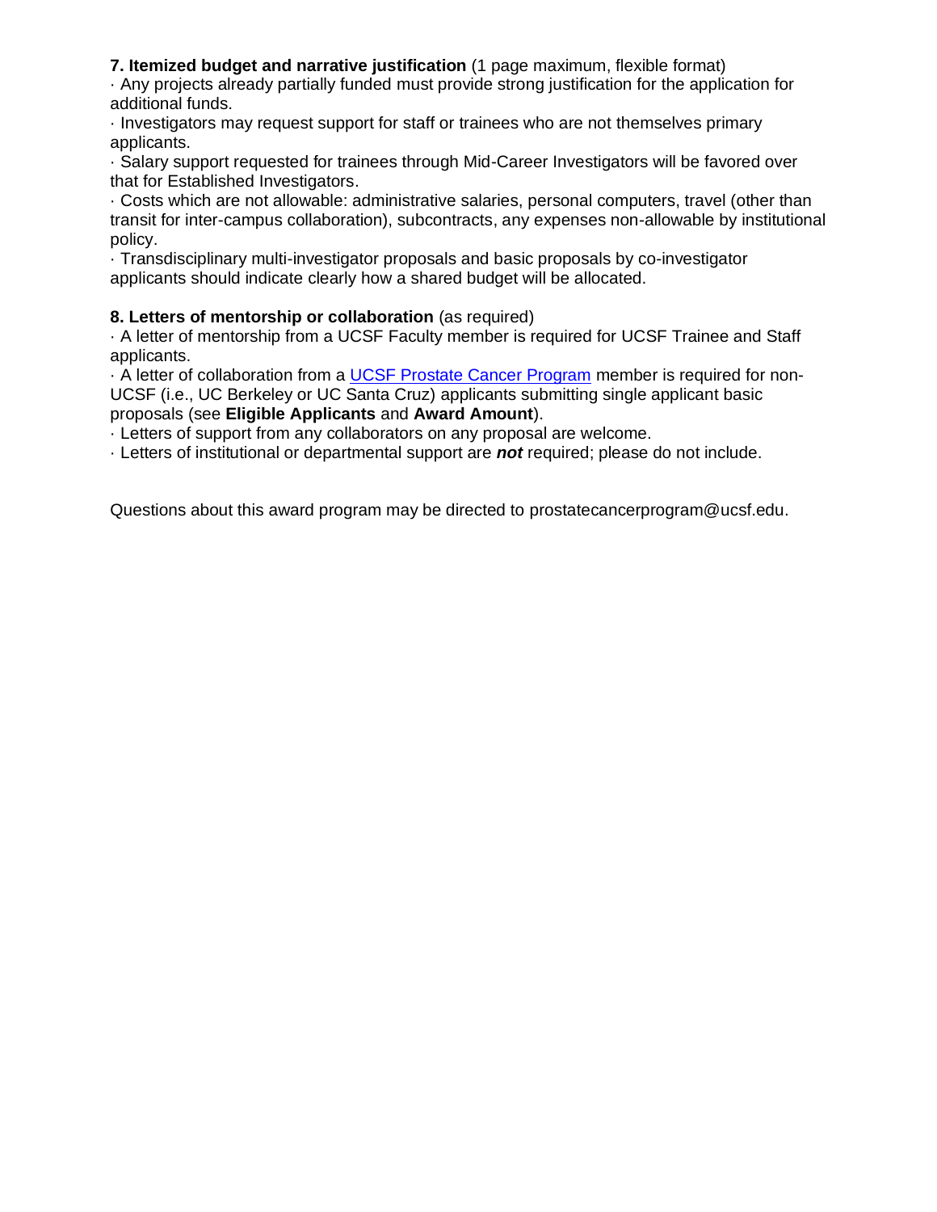**7. Itemized budget and narrative justification** (1 page maximum, flexible format)

· Any projects already partially funded must provide strong justification for the application for additional funds.

· Investigators may request support for staff or trainees who are not themselves primary applicants.

· Salary support requested for trainees through Mid-Career Investigators will be favored over that for Established Investigators.

· Costs which are not allowable: administrative salaries, personal computers, travel (other than transit for inter-campus collaboration), subcontracts, any expenses non-allowable by institutional policy.

· Transdisciplinary multi-investigator proposals and basic proposals by co-investigator applicants should indicate clearly how a shared budget will be allocated.

**8. Letters of mentorship or collaboration** (as required)

· A letter of mentorship from a UCSF Faculty member is required for UCSF Trainee and Staff applicants.

· A letter of collaboration from a UCSF Prostate Cancer Program member is required for non-UCSF (i.e., UC Berkeley or UC Santa Cruz) applicants submitting single applicant basic proposals (see **Eligible Applicants** and **Award Amount**).

· Letters of support from any collaborators on any proposal are welcome.

· Letters of institutional or departmental support are ***not*** required; please do not include.

Questions about this award program may be directed to prostatecancerprogram@ucsf.edu.